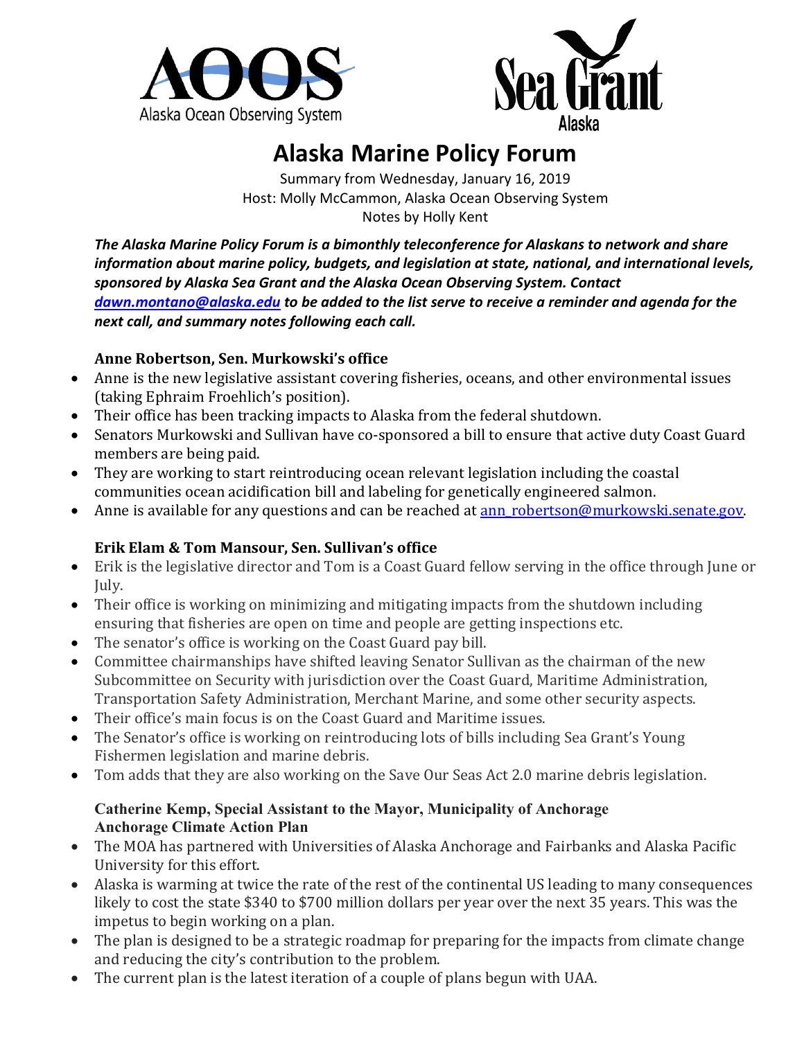# Alaska Marine Policy Forum

Summary from Wednesday, January 16, 2019
Host: Molly McCammon, Alaska Ocean Observing System
Notes by Holly Kent

***The Alaska Marine Policy Forum is a bimonthly teleconference for Alaskans to network and share information about marine policy, budgets, and legislation at state, national, and international levels, sponsored by Alaska Sea Grant and the Alaska Ocean Observing System. Contact [dawn.montano@alaska.edu](mailto:dawn.montano@alaska.edu) to be added to the list serve to receive a reminder and agenda for the next call, and summary notes following each call.***

### Anne Robertson, Sen. Murkowski's office

- Anne is the new legislative assistant covering fisheries, oceans, and other environmental issues (taking Ephraim Froehlich's position).
- Their office has been tracking impacts to Alaska from the federal shutdown.
- Senators Murkowski and Sullivan have co-sponsored a bill to ensure that active duty Coast Guard members are being paid.
- They are working to start reintroducing ocean relevant legislation including the coastal communities ocean acidification bill and labeling for genetically engineered salmon.
- Anne is available for any questions and can be reached at [ann_robertson@murkowski.senate.gov](mailto:ann_robertson@murkowski.senate.gov).

### Erik Elam & Tom Mansour, Sen. Sullivan's office

- Erik is the legislative director and Tom is a Coast Guard fellow serving in the office through June or July.
- Their office is working on minimizing and mitigating impacts from the shutdown including ensuring that fisheries are open on time and people are getting inspections etc.
- The senator's office is working on the Coast Guard pay bill.
- Committee chairmanships have shifted leaving Senator Sullivan as the chairman of the new Subcommittee on Security with jurisdiction over the Coast Guard, Maritime Administration, Transportation Safety Administration, Merchant Marine, and some other security aspects.
- Their office's main focus is on the Coast Guard and Maritime issues.
- The Senator's office is working on reintroducing lots of bills including Sea Grant's Young Fishermen legislation and marine debris.
- Tom adds that they are also working on the Save Our Seas Act 2.0 marine debris legislation.

### Catherine Kemp, Special Assistant to the Mayor, Municipality of Anchorage
### Anchorage Climate Action Plan

- The MOA has partnered with Universities of Alaska Anchorage and Fairbanks and Alaska Pacific University for this effort.
- Alaska is warming at twice the rate of the rest of the continental US leading to many consequences likely to cost the state $340 to $700 million dollars per year over the next 35 years. This was the impetus to begin working on a plan.
- The plan is designed to be a strategic roadmap for preparing for the impacts from climate change and reducing the city's contribution to the problem.
- The current plan is the latest iteration of a couple of plans begun with UAA.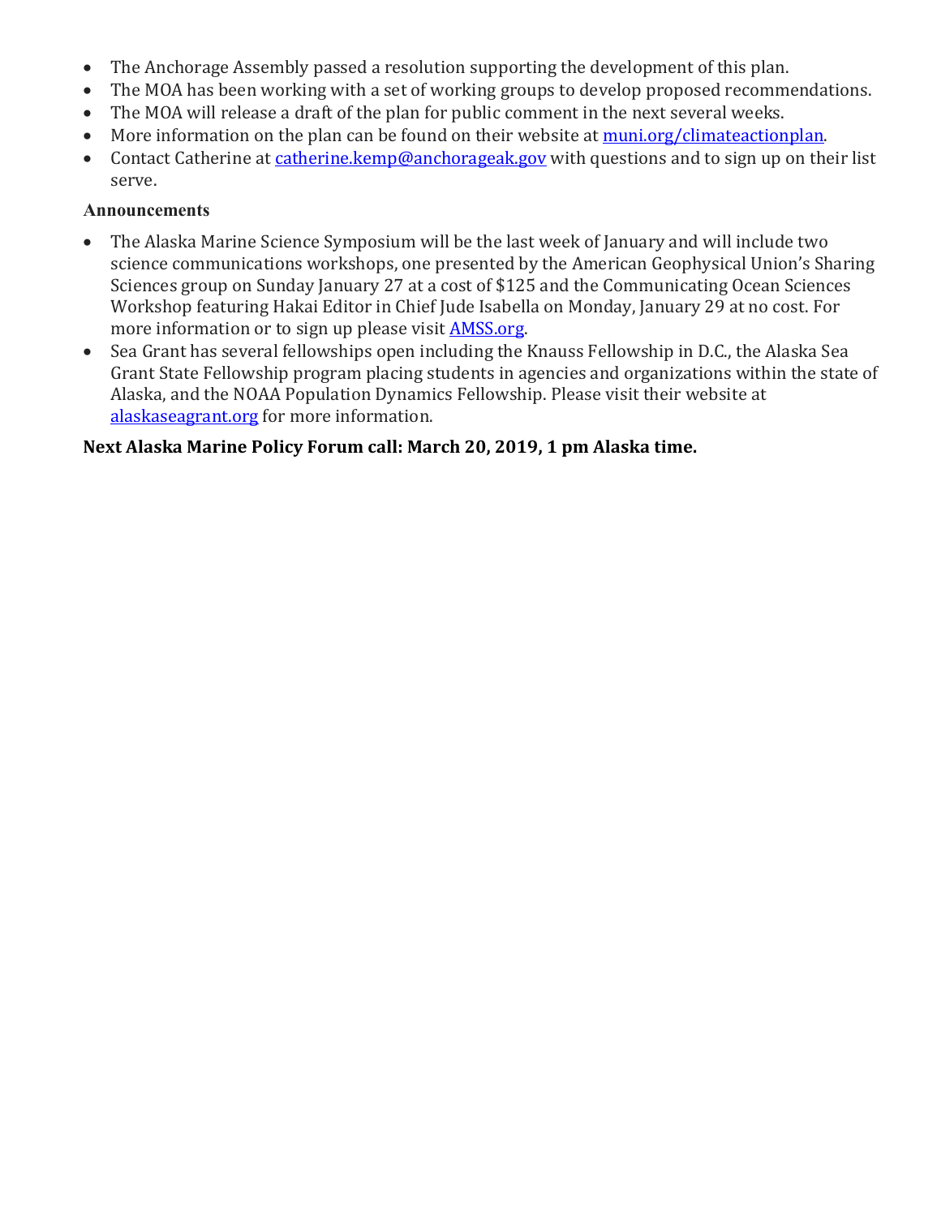- The Anchorage Assembly passed a resolution supporting the development of this plan.
- The MOA has been working with a set of working groups to develop proposed recommendations.
- The MOA will release a draft of the plan for public comment in the next several weeks.
- More information on the plan can be found on their website at [muni.org/climateactionplan](muni.org/climateactionplan).
- Contact Catherine at [catherine.kemp@anchorageak.gov](mailto:catherine.kemp@anchorageak.gov) with questions and to sign up on their list serve.

### Announcements

- The Alaska Marine Science Symposium will be the last week of January and will include two science communications workshops, one presented by the American Geophysical Union's Sharing Sciences group on Sunday January 27 at a cost of $125 and the Communicating Ocean Sciences Workshop featuring Hakai Editor in Chief Jude Isabella on Monday, January 29 at no cost. For more information or to sign up please visit [AMSS.org](AMSS.org).
- Sea Grant has several fellowships open including the Knauss Fellowship in D.C., the Alaska Sea Grant State Fellowship program placing students in agencies and organizations within the state of Alaska, and the NOAA Population Dynamics Fellowship. Please visit their website at [alaskaseagrant.org](alaskaseagrant.org) for more information.

**Next Alaska Marine Policy Forum call: March 20, 2019, 1 pm Alaska time.**